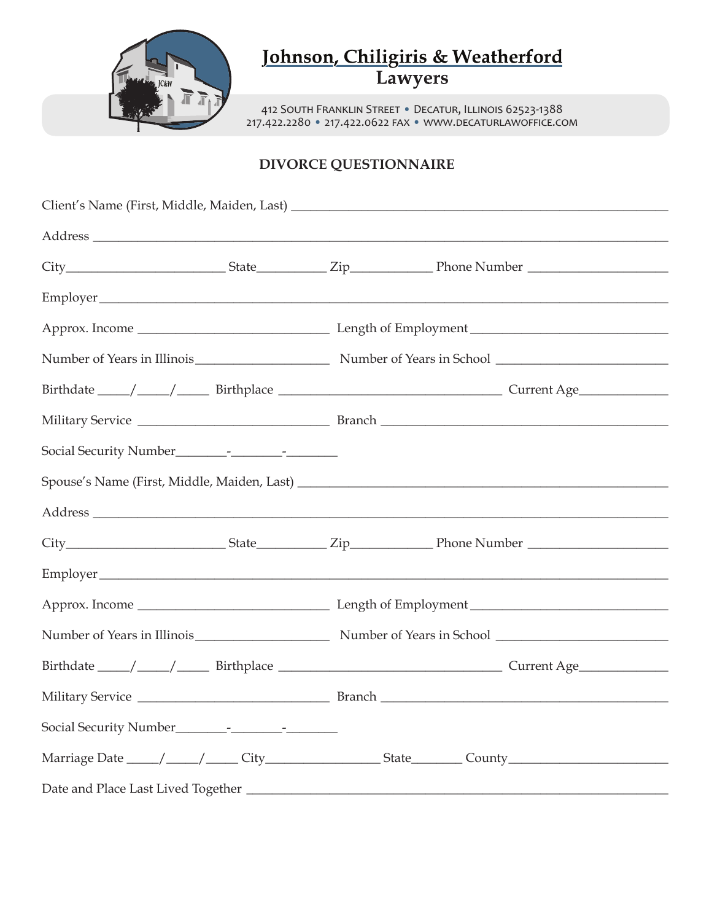# Johnson, Chiligiris & Weatherford
## Lawyers

412 South Franklin Street • Decatur, Illinois 62523-1388
217.422.2280 • 217.422.0622 fax • www.decaturlawoffice.com

## DIVORCE QUESTIONNAIRE

Client's Name (First, Middle, Maiden, Last) ____________________________________________

Address ____________________________________________

City________________________ State__________ Zip____________ Phone Number ____________________

Employer ____________________________________________

Approx. Income ____________________________ Length of Employment ____________________________

Number of Years in Illinois ____________________ Number of Years in School ________________________

Birthdate _____/_____/_____ Birthplace ________________________________ Current Age_____________

Military Service ____________________________ Branch ________________________________________

Social Security Number________-________-________

Spouse's Name (First, Middle, Maiden, Last) ____________________________________________

Address ____________________________________________

City________________________ State__________ Zip____________ Phone Number ____________________

Employer ____________________________________________

Approx. Income ____________________________ Length of Employment ____________________________

Number of Years in Illinois ____________________ Number of Years in School ________________________

Birthdate _____/_____/_____ Birthplace ________________________________ Current Age_____________

Military Service ____________________________ Branch ________________________________________

Social Security Number________-________-________

Marriage Date _____/_____/_____ City________________ State_______ County______________________

Date and Place Last Lived Together ____________________________________________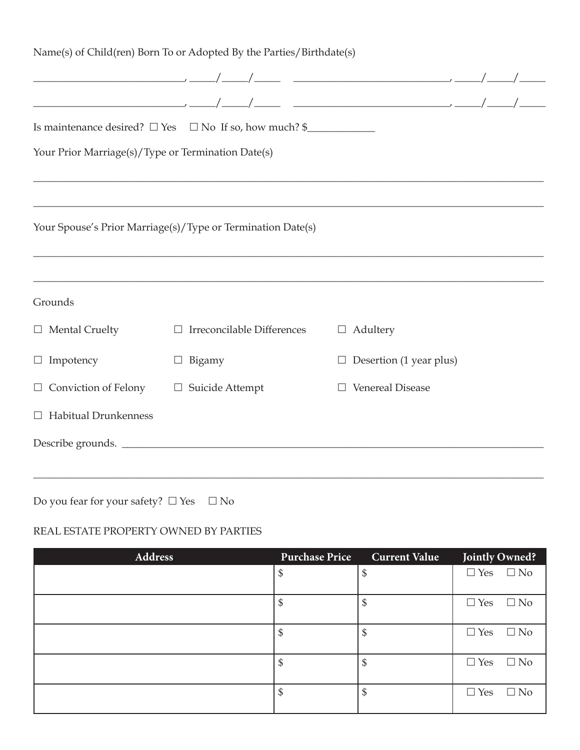Name(s) of Child(ren) Born To or Adopted By the Parties/Birthdate(s)

___________________________, _____/_____/_____ ___________________________, _____/_____/_____

___________________________, _____/_____/_____ ___________________________, _____/_____/_____

Is maintenance desired? ☐ Yes ☐ No If so, how much? $____________

Your Prior Marriage(s)/Type or Termination Date(s)

_______________________________________________________________________________

_______________________________________________________________________________

Your Spouse's Prior Marriage(s)/Type or Termination Date(s)

_______________________________________________________________________________

_______________________________________________________________________________

Grounds

☐ Mental Cruelty ☐ Irreconcilable Differences ☐ Adultery

☐ Impotency ☐ Bigamy ☐ Desertion (1 year plus)

☐ Conviction of Felony ☐ Suicide Attempt ☐ Venereal Disease

☐ Habitual Drunkenness

Describe grounds. ________________________________________________________________

_______________________________________________________________________________

Do you fear for your safety? ☐ Yes ☐ No

REAL ESTATE PROPERTY OWNED BY PARTIES

| Address | Purchase Price | Current Value | Jointly Owned? |
|---|---|---|---|
| | $ | $ | ☐ Yes ☐ No |
| | $ | $ | ☐ Yes ☐ No |
| | $ | $ | ☐ Yes ☐ No |
| | $ | $ | ☐ Yes ☐ No |
| | $ | $ | ☐ Yes ☐ No |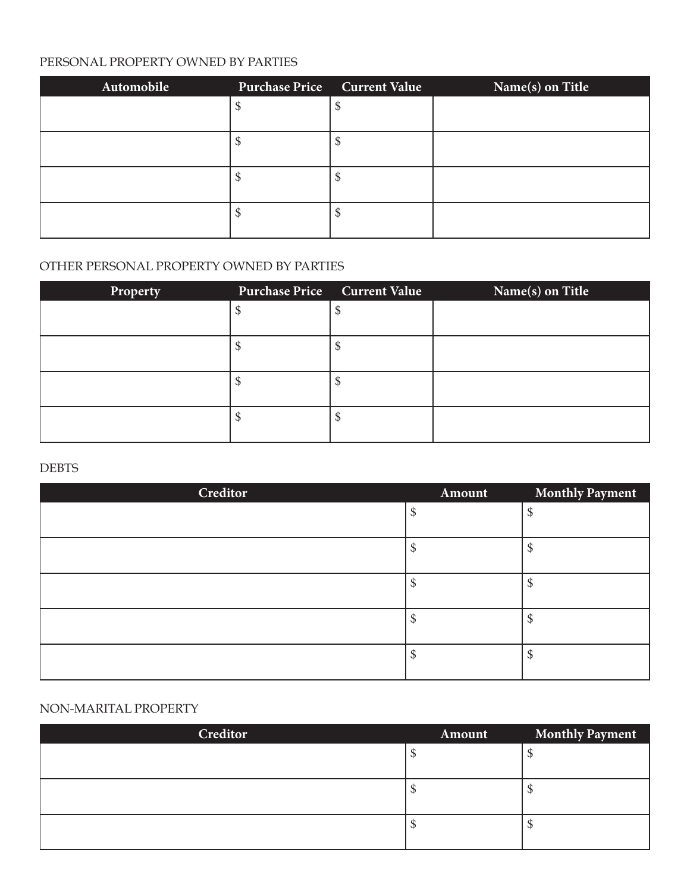PERSONAL PROPERTY OWNED BY PARTIES

| Automobile | Purchase Price | Current Value | Name(s) on Title |
|---|---|---|---|
| | $ | $ | |
| | $ | $ | |
| | $ | $ | |
| | $ | $ | |

OTHER PERSONAL PROPERTY OWNED BY PARTIES

| Property | Purchase Price | Current Value | Name(s) on Title |
|---|---|---|---|
| | $ | $ | |
| | $ | $ | |
| | $ | $ | |
| | $ | $ | |

DEBTS

| Creditor | Amount | Monthly Payment |
|---|---|---|
| | $ | $ |
| | $ | $ |
| | $ | $ |
| | $ | $ |
| | $ | $ |

NON-MARITAL PROPERTY

| Creditor | Amount | Monthly Payment |
|---|---|---|
| | $ | $ |
| | $ | $ |
| | $ | $ |